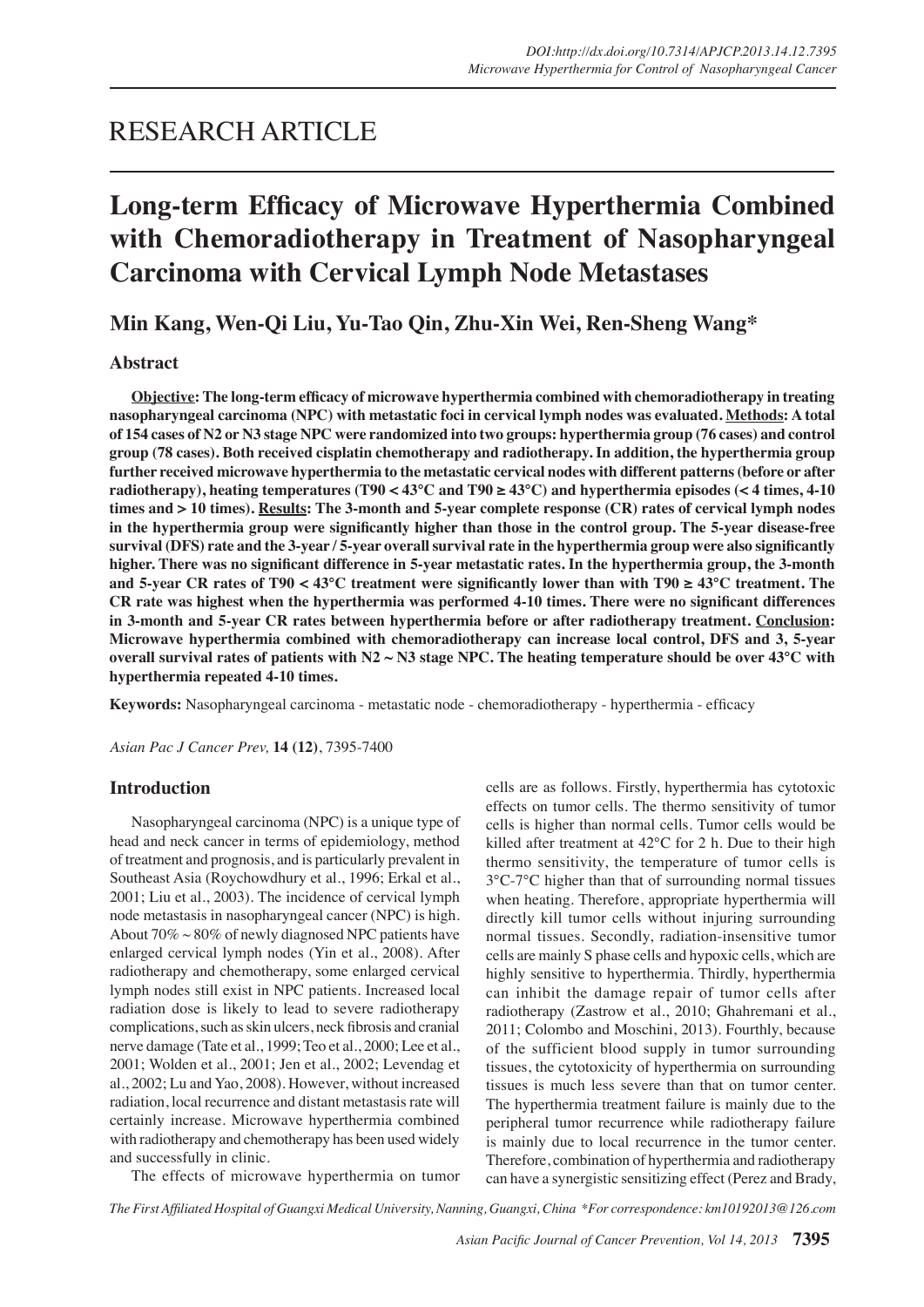RESEARCH ARTICLE

# Long-term Efficacy of Microwave Hyperthermia Combined with Chemoradiotherapy in Treatment of Nasopharyngeal Carcinoma with Cervical Lymph Node Metastases

**Min Kang, Wen-Qi Liu, Yu-Tao Qin, Zhu-Xin Wei, Ren-Sheng Wang***

## Abstract

**Objective: The long-term efficacy of microwave hyperthermia combined with chemoradiotherapy in treating nasopharyngeal carcinoma (NPC) with metastatic foci in cervical lymph nodes was evaluated. Methods: A total of 154 cases of N2 or N3 stage NPC were randomized into two groups: hyperthermia group (76 cases) and control group (78 cases). Both received cisplatin chemotherapy and radiotherapy. In addition, the hyperthermia group further received microwave hyperthermia to the metastatic cervical nodes with different patterns (before or after radiotherapy), heating temperatures (T90 < 43°C and T90 ≥ 43°C) and hyperthermia episodes (< 4 times, 4-10 times and > 10 times). Results: The 3-month and 5-year complete response (CR) rates of cervical lymph nodes in the hyperthermia group were significantly higher than those in the control group. The 5-year disease-free survival (DFS) rate and the 3-year / 5-year overall survival rate in the hyperthermia group were also significantly higher. There was no significant difference in 5-year metastatic rates. In the hyperthermia group, the 3-month and 5-year CR rates of T90 < 43°C treatment were significantly lower than with T90 ≥ 43°C treatment. The CR rate was highest when the hyperthermia was performed 4-10 times. There were no significant differences in 3-month and 5-year CR rates between hyperthermia before or after radiotherapy treatment. Conclusion: Microwave hyperthermia combined with chemoradiotherapy can increase local control, DFS and 3, 5-year overall survival rates of patients with N2 ~ N3 stage NPC. The heating temperature should be over 43°C with hyperthermia repeated 4-10 times.**

**Keywords:** Nasopharyngeal carcinoma - metastatic node - chemoradiotherapy - hyperthermia - efficacy

*Asian Pac J Cancer Prev,* **14 (12)**, 7395-7400

## Introduction

Nasopharyngeal carcinoma (NPC) is a unique type of head and neck cancer in terms of epidemiology, method of treatment and prognosis, and is particularly prevalent in Southeast Asia (Roychowdhury et al., 1996; Erkal et al., 2001; Liu et al., 2003). The incidence of cervical lymph node metastasis in nasopharyngeal cancer (NPC) is high. About 70% ~ 80% of newly diagnosed NPC patients have enlarged cervical lymph nodes (Yin et al., 2008). After radiotherapy and chemotherapy, some enlarged cervical lymph nodes still exist in NPC patients. Increased local radiation dose is likely to lead to severe radiotherapy complications, such as skin ulcers, neck fibrosis and cranial nerve damage (Tate et al., 1999; Teo et al., 2000; Lee et al., 2001; Wolden et al., 2001; Jen et al., 2002; Levendag et al., 2002; Lu and Yao, 2008). However, without increased radiation, local recurrence and distant metastasis rate will certainly increase. Microwave hyperthermia combined with radiotherapy and chemotherapy has been used widely and successfully in clinic.

The effects of microwave hyperthermia on tumor cells are as follows. Firstly, hyperthermia has cytotoxic effects on tumor cells. The thermo sensitivity of tumor cells is higher than normal cells. Tumor cells would be killed after treatment at 42°C for 2 h. Due to their high thermo sensitivity, the temperature of tumor cells is 3°C-7°C higher than that of surrounding normal tissues when heating. Therefore, appropriate hyperthermia will directly kill tumor cells without injuring surrounding normal tissues. Secondly, radiation-insensitive tumor cells are mainly S phase cells and hypoxic cells, which are highly sensitive to hyperthermia. Thirdly, hyperthermia can inhibit the damage repair of tumor cells after radiotherapy (Zastrow et al., 2010; Ghahremani et al., 2011; Colombo and Moschini, 2013). Fourthly, because of the sufficient blood supply in tumor surrounding tissues, the cytotoxicity of hyperthermia on surrounding tissues is much less severe than that on tumor center. The hyperthermia treatment failure is mainly due to the peripheral tumor recurrence while radiotherapy failure is mainly due to local recurrence in the tumor center. Therefore, combination of hyperthermia and radiotherapy can have a synergistic sensitizing effect (Perez and Brady,

*The First Affiliated Hospital of Guangxi Medical University, Nanning, Guangxi, China *For correspondence: km10192013@126.com*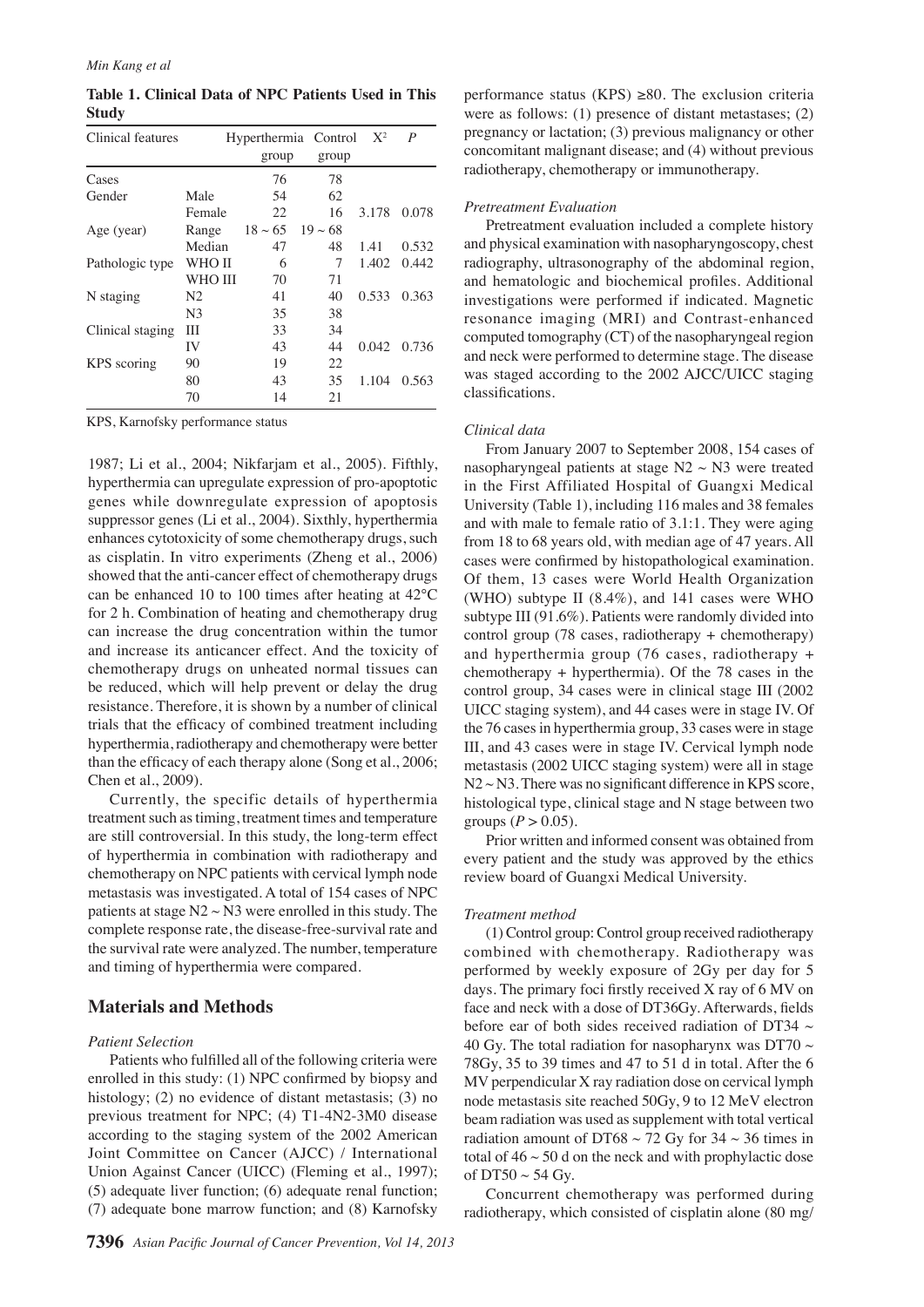**Table 1. Clinical Data of NPC Patients Used in This Study**

| Clinical features | | Hyperthermia group | Control group | $X^2$ | $P$ |
|---|---|---|---|---|---|
| Cases | | 76 | 78 | | |
| Gender | Male | 54 | 62 | | |
| | Female | 22 | 16 | 3.178 | 0.078 |
| Age (year) | Range | 18 ~ 65 | 19 ~ 68 | | |
| | Median | 47 | 48 | 1.41 | 0.532 |
| Pathologic type | WHO II | 6 | 7 | 1.402 | 0.442 |
| | WHO III | 70 | 71 | | |
| N staging | N2 | 41 | 40 | 0.533 | 0.363 |
| | N3 | 35 | 38 | | |
| Clinical staging | III | 33 | 34 | | |
| | IV | 43 | 44 | 0.042 | 0.736 |
| KPS scoring | 90 | 19 | 22 | | |
| | 80 | 43 | 35 | 1.104 | 0.563 |
| | 70 | 14 | 21 | | |

KPS, Karnofsky performance status

1987; Li et al., 2004; Nikfarjam et al., 2005). Fifthly, hyperthermia can upregulate expression of pro-apoptotic genes while downregulate expression of apoptosis suppressor genes (Li et al., 2004). Sixthly, hyperthermia enhances cytotoxicity of some chemotherapy drugs, such as cisplatin. In vitro experiments (Zheng et al., 2006) showed that the anti-cancer effect of chemotherapy drugs can be enhanced 10 to 100 times after heating at 42°C for 2 h. Combination of heating and chemotherapy drug can increase the drug concentration within the tumor and increase its anticancer effect. And the toxicity of chemotherapy drugs on unheated normal tissues can be reduced, which will help prevent or delay the drug resistance. Therefore, it is shown by a number of clinical trials that the efficacy of combined treatment including hyperthermia, radiotherapy and chemotherapy were better than the efficacy of each therapy alone (Song et al., 2006; Chen et al., 2009).

Currently, the specific details of hyperthermia treatment such as timing, treatment times and temperature are still controversial. In this study, the long-term effect of hyperthermia in combination with radiotherapy and chemotherapy on NPC patients with cervical lymph node metastasis was investigated. A total of 154 cases of NPC patients at stage N2 ~ N3 were enrolled in this study. The complete response rate, the disease-free-survival rate and the survival rate were analyzed. The number, temperature and timing of hyperthermia were compared.

## Materials and Methods

### *Patient Selection*

Patients who fulfilled all of the following criteria were enrolled in this study: (1) NPC confirmed by biopsy and histology; (2) no evidence of distant metastasis; (3) no previous treatment for NPC; (4) T1-4N2-3M0 disease according to the staging system of the 2002 American Joint Committee on Cancer (AJCC) / International Union Against Cancer (UICC) (Fleming et al., 1997); (5) adequate liver function; (6) adequate renal function; (7) adequate bone marrow function; and (8) Karnofsky performance status (KPS) ≥80. The exclusion criteria were as follows: (1) presence of distant metastases; (2) pregnancy or lactation; (3) previous malignancy or other concomitant malignant disease; and (4) without previous radiotherapy, chemotherapy or immunotherapy.

### *Pretreatment Evaluation*

Pretreatment evaluation included a complete history and physical examination with nasopharyngoscopy, chest radiography, ultrasonography of the abdominal region, and hematologic and biochemical profiles. Additional investigations were performed if indicated. Magnetic resonance imaging (MRI) and Contrast-enhanced computed tomography (CT) of the nasopharyngeal region and neck were performed to determine stage. The disease was staged according to the 2002 AJCC/UICC staging classifications.

### *Clinical data*

From January 2007 to September 2008, 154 cases of nasopharyngeal patients at stage N2 ~ N3 were treated in the First Affiliated Hospital of Guangxi Medical University (Table 1), including 116 males and 38 females and with male to female ratio of 3.1:1. They were aging from 18 to 68 years old, with median age of 47 years. All cases were confirmed by histopathological examination. Of them, 13 cases were World Health Organization (WHO) subtype II (8.4%), and 141 cases were WHO subtype III (91.6%). Patients were randomly divided into control group (78 cases, radiotherapy + chemotherapy) and hyperthermia group (76 cases, radiotherapy + chemotherapy + hyperthermia). Of the 78 cases in the control group, 34 cases were in clinical stage III (2002 UICC staging system), and 44 cases were in stage IV. Of the 76 cases in hyperthermia group, 33 cases were in stage III, and 43 cases were in stage IV. Cervical lymph node metastasis (2002 UICC staging system) were all in stage N2 ~ N3. There was no significant difference in KPS score, histological type, clinical stage and N stage between two groups ($P > 0.05$).

Prior written and informed consent was obtained from every patient and the study was approved by the ethics review board of Guangxi Medical University.

### *Treatment method*

(1) Control group: Control group received radiotherapy combined with chemotherapy. Radiotherapy was performed by weekly exposure of 2Gy per day for 5 days. The primary foci firstly received X ray of 6 MV on face and neck with a dose of DT36Gy. Afterwards, fields before ear of both sides received radiation of DT34 ~ 40 Gy. The total radiation for nasopharynx was DT70 ~ 78Gy, 35 to 39 times and 47 to 51 d in total. After the 6 MV perpendicular X ray radiation dose on cervical lymph node metastasis site reached 50Gy, 9 to 12 MeV electron beam radiation was used as supplement with total vertical radiation amount of DT68 ~ 72 Gy for 34 ~ 36 times in total of 46 ~ 50 d on the neck and with prophylactic dose of DT50 ~ 54 Gy.

Concurrent chemotherapy was performed during radiotherapy, which consisted of cisplatin alone (80 mg/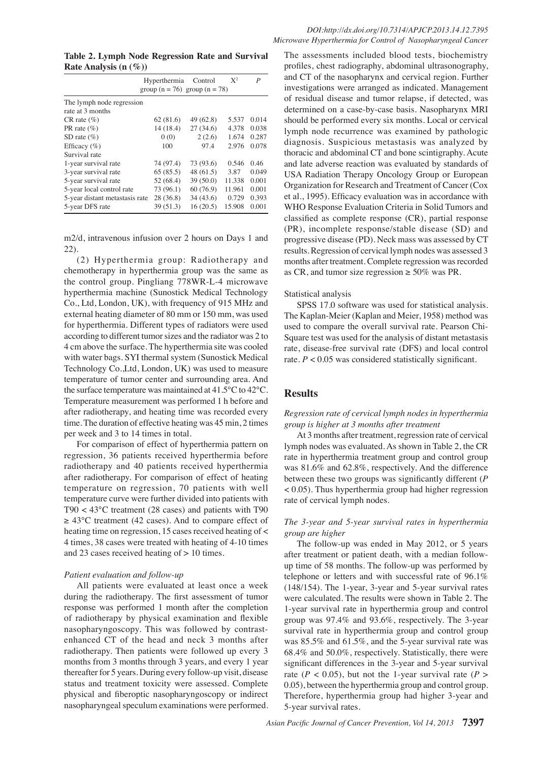**Table 2. Lymph Node Regression Rate and Survival Rate Analysis (n (%))**

| | Hyperthermia group (n = 76) | Control group (n = 78) | $X^2$ | *P* |
|---|---|---|---|---|
| The lymph node regression rate at 3 months | | | | |
| CR rate (%) | 62 (81.6) | 49 (62.8) | 5.537 | 0.014 |
| PR rate (%) | 14 (18.4) | 27 (34.6) | 4.378 | 0.038 |
| SD rate (%) | 0 (0) | 2 (2.6) | 1.674 | 0.287 |
| Efficacy (%) | 100 | 97.4 | 2.976 | 0.078 |
| Survival rate | | | | |
| 1-year survival rate | 74 (97.4) | 73 (93.6) | 0.546 | 0.46 |
| 3-year survival rate | 65 (85.5) | 48 (61.5) | 3.87 | 0.049 |
| 5-year survival rate | 52 (68.4) | 39 (50.0) | 11.338 | 0.001 |
| 5-year local control rate | 73 (96.1) | 60 (76.9) | 11.961 | 0.001 |
| 5-year distant metastasis rate | 28 (36.8) | 34 (43.6) | 0.729 | 0.393 |
| 5-year DFS rate | 39 (51.3) | 16 (20.5) | 15.908 | 0.001 |

m2/d, intravenous infusion over 2 hours on Days 1 and 22).

(2) Hyperthermia group: Radiotherapy and chemotherapy in hyperthermia group was the same as the control group. Pingliang 778WR-L-4 microwave hyperthermia machine (Sunostick Medical Technology Co., Ltd, London, UK), with frequency of 915 MHz and external heating diameter of 80 mm or 150 mm, was used for hyperthermia. Different types of radiators were used according to different tumor sizes and the radiator was 2 to 4 cm above the surface. The hyperthermia site was cooled with water bags. SYI thermal system (Sunostick Medical Technology Co.,Ltd, London, UK) was used to measure temperature of tumor center and surrounding area. And the surface temperature was maintained at 41.5°C to 42°C. Temperature measurement was performed 1 h before and after radiotherapy, and heating time was recorded every time. The duration of effective heating was 45 min, 2 times per week and 3 to 14 times in total.

For comparison of effect of hyperthermia pattern on regression, 36 patients received hyperthermia before radiotherapy and 40 patients received hyperthermia after radiotherapy. For comparison of effect of heating temperature on regression, 70 patients with well temperature curve were further divided into patients with T90 < 43°C treatment (28 cases) and patients with T90 ≥ 43°C treatment (42 cases). And to compare effect of heating time on regression, 15 cases received heating of < 4 times, 38 cases were treated with heating of 4-10 times and 23 cases received heating of > 10 times.

*Patient evaluation and follow-up*

All patients were evaluated at least once a week during the radiotherapy. The first assessment of tumor response was performed 1 month after the completion of radiotherapy by physical examination and flexible nasopharyngoscopy. This was followed by contrast-enhanced CT of the head and neck 3 months after radiotherapy. Then patients were followed up every 3 months from 3 months through 3 years, and every 1 year thereafter for 5 years. During every follow-up visit, disease status and treatment toxicity were assessed. Complete physical and fiberoptic nasopharyngoscopy or indirect nasopharyngeal speculum examinations were performed. The assessments included blood tests, biochemistry profiles, chest radiography, abdominal ultrasonography, and CT of the nasopharynx and cervical region. Further investigations were arranged as indicated. Management of residual disease and tumor relapse, if detected, was determined on a case-by-case basis. Nasopharynx MRI should be performed every six months. Local or cervical lymph node recurrence was examined by pathologic diagnosis. Suspicious metastasis was analyzed by thoracic and abdominal CT and bone scintigraphy. Acute and late adverse reaction was evaluated by standards of USA Radiation Therapy Oncology Group or European Organization for Research and Treatment of Cancer (Cox et al., 1995). Efficacy evaluation was in accordance with WHO Response Evaluation Criteria in Solid Tumors and classified as complete response (CR), partial response (PR), incomplete response/stable disease (SD) and progressive disease (PD). Neck mass was assessed by CT results. Regression of cervical lymph nodes was assessed 3 months after treatment. Complete regression was recorded as CR, and tumor size regression ≥ 50% was PR.

Statistical analysis

SPSS 17.0 software was used for statistical analysis. The Kaplan-Meier (Kaplan and Meier, 1958) method was used to compare the overall survival rate. Pearson Chi-Square test was used for the analysis of distant metastasis rate, disease-free survival rate (DFS) and local control rate. $P < 0.05$ was considered statistically significant.

## Results

*Regression rate of cervical lymph nodes in hyperthermia group is higher at 3 months after treatment*

At 3 months after treatment, regression rate of cervical lymph nodes was evaluated. As shown in Table 2, the CR rate in hyperthermia treatment group and control group was 81.6% and 62.8%, respectively. And the difference between these two groups was significantly different ($P < 0.05$). Thus hyperthermia group had higher regression rate of cervical lymph nodes.

*The 3-year and 5-year survival rates in hyperthermia group are higher*

The follow-up was ended in May 2012, or 5 years after treatment or patient death, with a median follow-up time of 58 months. The follow-up was performed by telephone or letters and with successful rate of 96.1% (148/154). The 1-year, 3-year and 5-year survival rates were calculated. The results were shown in Table 2. The 1-year survival rate in hyperthermia group and control group was 97.4% and 93.6%, respectively. The 3-year survival rate in hyperthermia group and control group was 85.5% and 61.5%, and the 5-year survival rate was 68.4% and 50.0%, respectively. Statistically, there were significant differences in the 3-year and 5-year survival rate ($P < 0.05$), but not the 1-year survival rate ($P > 0.05$), between the hyperthermia group and control group. Therefore, hyperthermia group had higher 3-year and 5-year survival rates.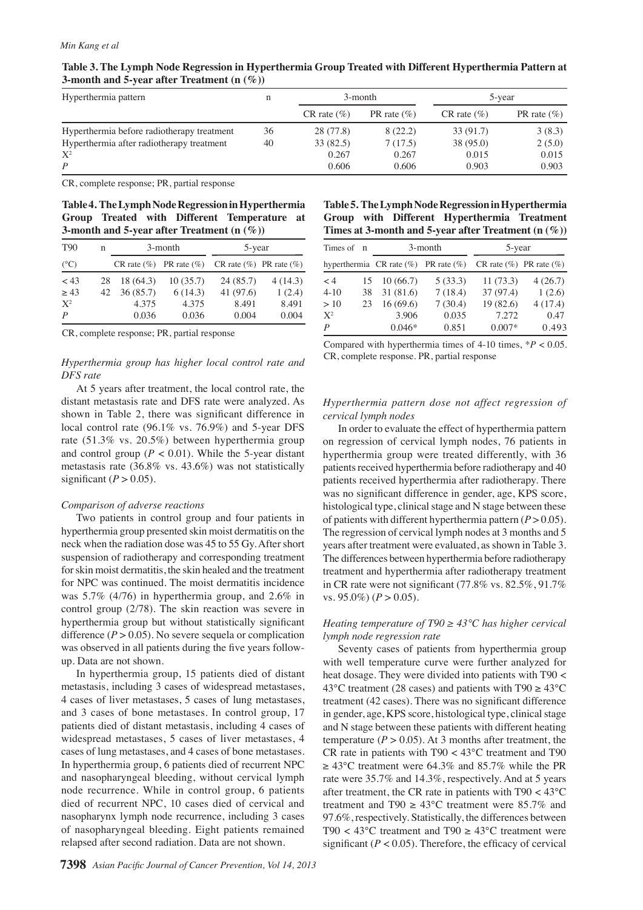**Table 3. The Lymph Node Regression in Hyperthermia Group Treated with Different Hyperthermia Pattern at 3-month and 5-year after Treatment (n (%))**

| Hyperthermia pattern | n | 3-month | | 5-year | |
|---|---|---|---|---|---|
| | | CR rate (%) | PR rate (%) | CR rate (%) | PR rate (%) |
| Hyperthermia before radiotherapy treatment | 36 | 28 (77.8) | 8 (22.2) | 33 (91.7) | 3 (8.3) |
| Hyperthermia after radiotherapy treatment | 40 | 33 (82.5) | 7 (17.5) | 38 (95.0) | 2 (5.0) |
| $X^2$ | | 0.267 | 0.267 | 0.015 | 0.015 |
| $P$ | | 0.606 | 0.606 | 0.903 | 0.903 |

CR, complete response; PR, partial response

**Table 4. The Lymph Node Regression in Hyperthermia Group Treated with Different Temperature at 3-month and 5-year after Treatment (n (%))**

| T90 (°C) | n | 3-month | | 5-year | |
|---|---|---|---|---|---|
| | | CR rate (%) | PR rate (%) | CR rate (%) | PR rate (%) |
| < 43 | 28 | 18 (64.3) | 10 (35.7) | 24 (85.7) | 4 (14.3) |
| ≥ 43 | 42 | 36 (85.7) | 6 (14.3) | 41 (97.6) | 1 (2.4) |
| $X^2$ | | 4.375 | 4.375 | 8.491 | 8.491 |
| $P$ | | 0.036 | 0.036 | 0.004 | 0.004 |

CR, complete response; PR, partial response

**Table 5. The Lymph Node Regression in Hyperthermia Group with Different Hyperthermia Treatment Times at 3-month and 5-year after Treatment (n (%))**

| Times of hyperthermia | n | 3-month | | 5-year | |
|---|---|---|---|---|---|
| | | CR rate (%) | PR rate (%) | CR rate (%) | PR rate (%) |
| < 4 | 15 | 10 (66.7) | 5 (33.3) | 11 (73.3) | 4 (26.7) |
| 4-10 | 38 | 31 (81.6) | 7 (18.4) | 37 (97.4) | 1 (2.6) |
| > 10 | 23 | 16 (69.6) | 7 (30.4) | 19 (82.6) | 4 (17.4) |
| $X^2$ | | 3.906 | 0.035 | 7.272 | 0.47 |
| $P$ | | 0.046* | 0.851 | 0.007* | 0.493 |

Compared with hyperthermia times of 4-10 times, *$P < 0.05$. CR, complete response. PR, partial response

### *Hyperthermia group has higher local control rate and DFS rate*

At 5 years after treatment, the local control rate, the distant metastasis rate and DFS rate were analyzed. As shown in Table 2, there was significant difference in local control rate (96.1% vs. 76.9%) and 5-year DFS rate (51.3% vs. 20.5%) between hyperthermia group and control group ($P < 0.01$). While the 5-year distant metastasis rate (36.8% vs. 43.6%) was not statistically significant ($P > 0.05$).

### *Comparison of adverse reactions*

Two patients in control group and four patients in hyperthermia group presented skin moist dermatitis on the neck when the radiation dose was 45 to 55 Gy. After short suspension of radiotherapy and corresponding treatment for skin moist dermatitis, the skin healed and the treatment for NPC was continued. The moist dermatitis incidence was 5.7% (4/76) in hyperthermia group, and 2.6% in control group (2/78). The skin reaction was severe in hyperthermia group but without statistically significant difference ($P > 0.05$). No severe sequela or complication was observed in all patients during the five years follow-up. Data are not shown.

In hyperthermia group, 15 patients died of distant metastasis, including 3 cases of widespread metastases, 4 cases of liver metastases, 5 cases of lung metastases, and 3 cases of bone metastases. In control group, 17 patients died of distant metastasis, including 4 cases of widespread metastases, 5 cases of liver metastases, 4 cases of lung metastases, and 4 cases of bone metastases. In hyperthermia group, 6 patients died of recurrent NPC and nasopharyngeal bleeding, without cervical lymph node recurrence. While in control group, 6 patients died of recurrent NPC, 10 cases died of cervical and nasopharynx lymph node recurrence, including 3 cases of nasopharyngeal bleeding. Eight patients remained relapsed after second radiation. Data are not shown.

### *Hyperthermia pattern dose not affect regression of cervical lymph nodes*

In order to evaluate the effect of hyperthermia pattern on regression of cervical lymph nodes, 76 patients in hyperthermia group were treated differently, with 36 patients received hyperthermia before radiotherapy and 40 patients received hyperthermia after radiotherapy. There was no significant difference in gender, age, KPS score, histological type, clinical stage and N stage between these of patients with different hyperthermia pattern ($P > 0.05$). The regression of cervical lymph nodes at 3 months and 5 years after treatment were evaluated, as shown in Table 3. The differences between hyperthermia before radiotherapy treatment and hyperthermia after radiotherapy treatment in CR rate were not significant (77.8% vs. 82.5%, 91.7% vs. 95.0%) ($P > 0.05$).

### *Heating temperature of T90 ≥ 43°C has higher cervical lymph node regression rate*

Seventy cases of patients from hyperthermia group with well temperature curve were further analyzed for heat dosage. They were divided into patients with T90 < 43°C treatment (28 cases) and patients with T90 ≥ 43°C treatment (42 cases). There was no significant difference in gender, age, KPS score, histological type, clinical stage and N stage between these patients with different heating temperature ($P > 0.05$). At 3 months after treatment, the CR rate in patients with T90 < 43°C treatment and T90 ≥ 43°C treatment were 64.3% and 85.7% while the PR rate were 35.7% and 14.3%, respectively. And at 5 years after treatment, the CR rate in patients with T90 < 43°C treatment and T90 ≥ 43°C treatment were 85.7% and 97.6%, respectively. Statistically, the differences between T90 < 43°C treatment and T90 ≥ 43°C treatment were significant ($P < 0.05$). Therefore, the efficacy of cervical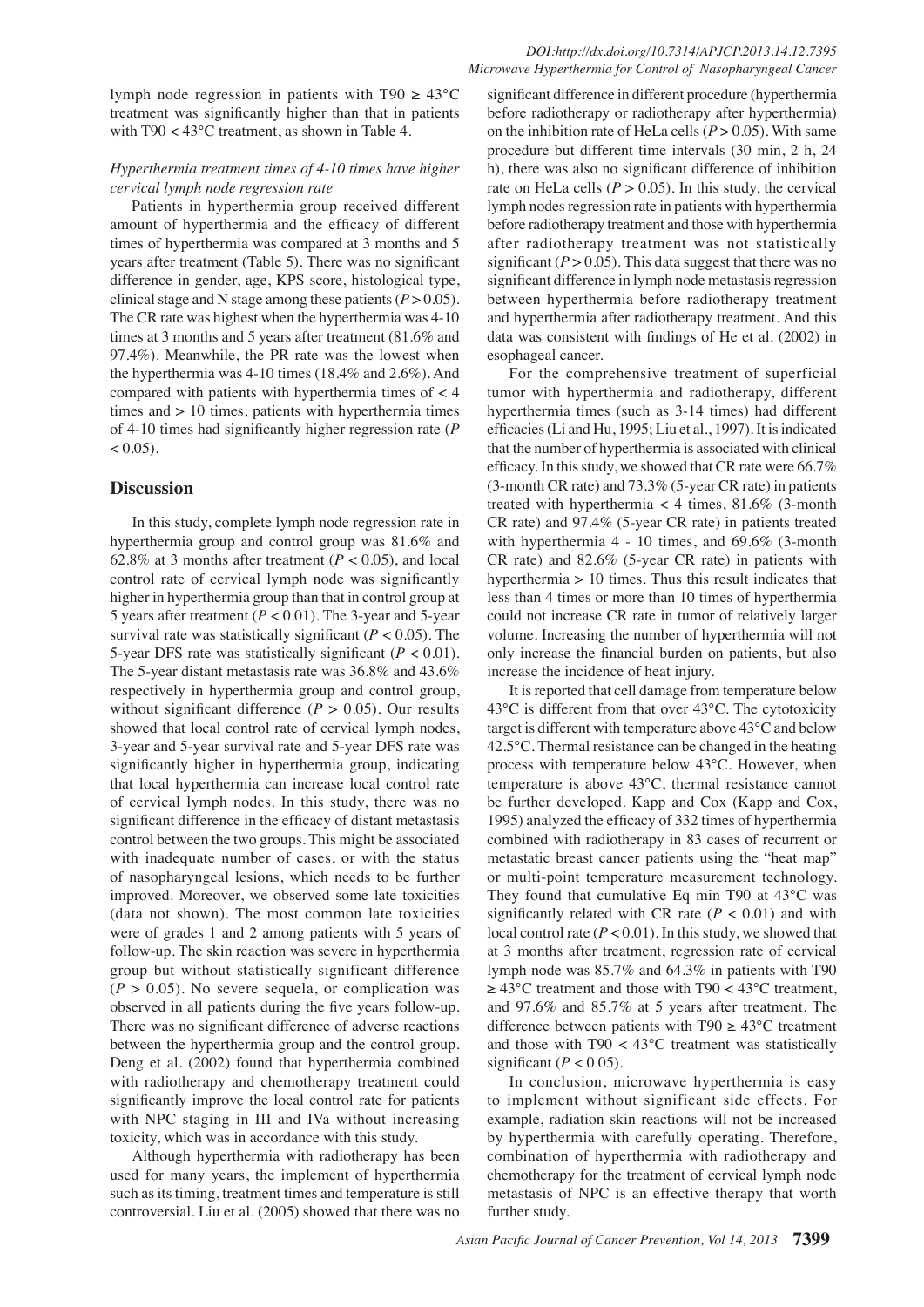lymph node regression in patients with T90 ≥ 43°C treatment was significantly higher than that in patients with T90 < 43°C treatment, as shown in Table 4.

*Hyperthermia treatment times of 4-10 times have higher cervical lymph node regression rate*

Patients in hyperthermia group received different amount of hyperthermia and the efficacy of different times of hyperthermia was compared at 3 months and 5 years after treatment (Table 5). There was no significant difference in gender, age, KPS score, histological type, clinical stage and N stage among these patients ($P > 0.05$). The CR rate was highest when the hyperthermia was 4-10 times at 3 months and 5 years after treatment (81.6% and 97.4%). Meanwhile, the PR rate was the lowest when the hyperthermia was 4-10 times (18.4% and 2.6%). And compared with patients with hyperthermia times of < 4 times and > 10 times, patients with hyperthermia times of 4-10 times had significantly higher regression rate ($P < 0.05$).

## Discussion

In this study, complete lymph node regression rate in hyperthermia group and control group was 81.6% and 62.8% at 3 months after treatment ($P < 0.05$), and local control rate of cervical lymph node was significantly higher in hyperthermia group than that in control group at 5 years after treatment ($P < 0.01$). The 3-year and 5-year survival rate was statistically significant ($P < 0.05$). The 5-year DFS rate was statistically significant ($P < 0.01$). The 5-year distant metastasis rate was 36.8% and 43.6% respectively in hyperthermia group and control group, without significant difference ($P > 0.05$). Our results showed that local control rate of cervical lymph nodes, 3-year and 5-year survival rate and 5-year DFS rate was significantly higher in hyperthermia group, indicating that local hyperthermia can increase local control rate of cervical lymph nodes. In this study, there was no significant difference in the efficacy of distant metastasis control between the two groups. This might be associated with inadequate number of cases, or with the status of nasopharyngeal lesions, which needs to be further improved. Moreover, we observed some late toxicities (data not shown). The most common late toxicities were of grades 1 and 2 among patients with 5 years of follow-up. The skin reaction was severe in hyperthermia group but without statistically significant difference ($P > 0.05$). No severe sequela, or complication was observed in all patients during the five years follow-up. There was no significant difference of adverse reactions between the hyperthermia group and the control group. Deng et al. (2002) found that hyperthermia combined with radiotherapy and chemotherapy treatment could significantly improve the local control rate for patients with NPC staging in III and IVa without increasing toxicity, which was in accordance with this study.

Although hyperthermia with radiotherapy has been used for many years, the implement of hyperthermia such as its timing, treatment times and temperature is still controversial. Liu et al. (2005) showed that there was no significant difference in different procedure (hyperthermia before radiotherapy or radiotherapy after hyperthermia) on the inhibition rate of HeLa cells ($P > 0.05$). With same procedure but different time intervals (30 min, 2 h, 24 h), there was also no significant difference of inhibition rate on HeLa cells ($P > 0.05$). In this study, the cervical lymph nodes regression rate in patients with hyperthermia before radiotherapy treatment and those with hyperthermia after radiotherapy treatment was not statistically significant ($P > 0.05$). This data suggest that there was no significant difference in lymph node metastasis regression between hyperthermia before radiotherapy treatment and hyperthermia after radiotherapy treatment. And this data was consistent with findings of He et al. (2002) in esophageal cancer.

For the comprehensive treatment of superficial tumor with hyperthermia and radiotherapy, different hyperthermia times (such as 3-14 times) had different efficacies (Li and Hu, 1995; Liu et al., 1997). It is indicated that the number of hyperthermia is associated with clinical efficacy. In this study, we showed that CR rate were 66.7% (3-month CR rate) and 73.3% (5-year CR rate) in patients treated with hyperthermia < 4 times, 81.6% (3-month CR rate) and 97.4% (5-year CR rate) in patients treated with hyperthermia 4 - 10 times, and 69.6% (3-month CR rate) and 82.6% (5-year CR rate) in patients with hyperthermia > 10 times. Thus this result indicates that less than 4 times or more than 10 times of hyperthermia could not increase CR rate in tumor of relatively larger volume. Increasing the number of hyperthermia will not only increase the financial burden on patients, but also increase the incidence of heat injury.

It is reported that cell damage from temperature below 43°C is different from that over 43°C. The cytotoxicity target is different with temperature above 43°C and below 42.5°C. Thermal resistance can be changed in the heating process with temperature below 43°C. However, when temperature is above 43°C, thermal resistance cannot be further developed. Kapp and Cox (Kapp and Cox, 1995) analyzed the efficacy of 332 times of hyperthermia combined with radiotherapy in 83 cases of recurrent or metastatic breast cancer patients using the "heat map" or multi-point temperature measurement technology. They found that cumulative Eq min T90 at 43°C was significantly related with CR rate ($P < 0.01$) and with local control rate ($P < 0.01$). In this study, we showed that at 3 months after treatment, regression rate of cervical lymph node was 85.7% and 64.3% in patients with T90 ≥ 43°C treatment and those with T90 < 43°C treatment, and 97.6% and 85.7% at 5 years after treatment. The difference between patients with T90 ≥ 43°C treatment and those with T90 < 43°C treatment was statistically significant ($P < 0.05$).

In conclusion, microwave hyperthermia is easy to implement without significant side effects. For example, radiation skin reactions will not be increased by hyperthermia with carefully operating. Therefore, combination of hyperthermia with radiotherapy and chemotherapy for the treatment of cervical lymph node metastasis of NPC is an effective therapy that worth further study.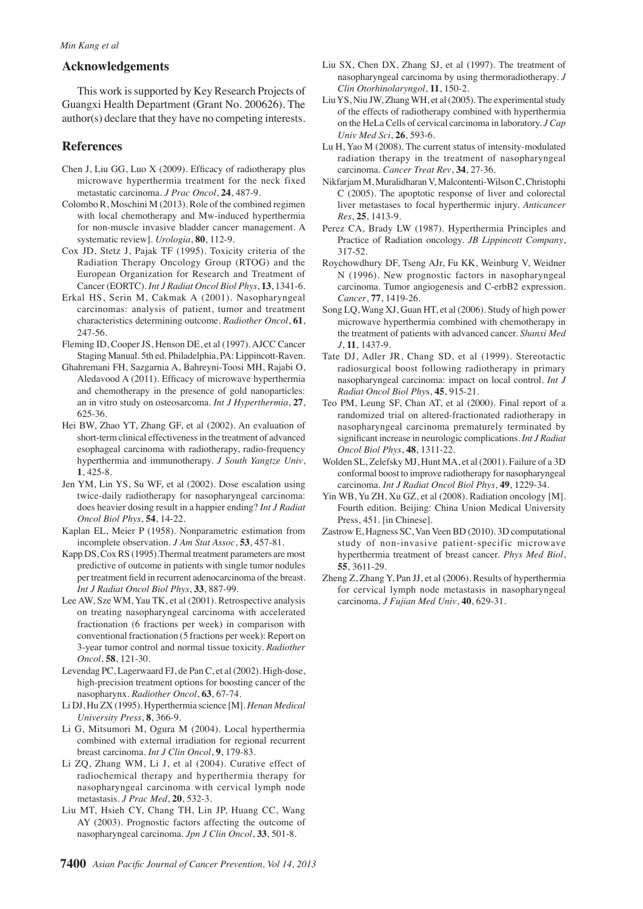## Acknowledgements

This work is supported by Key Research Projects of Guangxi Health Department (Grant No. 200626). The author(s) declare that they have no competing interests.

## References

Chen J, Liu GG, Luo X (2009). Efficacy of radiotherapy plus microwave hyperthermia treatment for the neck fixed metastatic carcinoma. *J Prac Oncol*, **24**, 487-9.

Colombo R, Moschini M (2013). Role of the combined regimen with local chemotherapy and Mw-induced hyperthermia for non-muscle invasive bladder cancer management. A systematic review]. *Urologia*, **80**, 112-9.

Cox JD, Stetz J, Pajak TF (1995). Toxicity criteria of the Radiation Therapy Oncology Group (RTOG) and the European Organization for Research and Treatment of Cancer (EORTC). *Int J Radiat Oncol Biol Phys*, **13**, 1341-6.

Erkal HS, Serin M, Cakmak A (2001). Nasopharyngeal carcinomas: analysis of patient, tumor and treatment characteristics determining outcome. *Radiother Oncol*, **61**, 247-56.

Fleming ID, Cooper JS, Henson DE, et al (1997). AJCC Cancer Staging Manual. 5th ed. Philadelphia, PA: Lippincott-Raven.

Ghahremani FH, Sazgarnia A, Bahreyni-Toosi MH, Rajabi O, Aledavood A (2011). Efficacy of microwave hyperthermia and chemotherapy in the presence of gold nanoparticles: an in vitro study on osteosarcoma. *Int J Hyperthermia*, **27**, 625-36.

Hei BW, Zhao YT, Zhang GF, et al (2002). An evaluation of short-term clinical effectiveness in the treatment of advanced esophageal carcinoma with radiotherapy, radio-frequency hyperthermia and immunotherapy. *J South Yangtze Univ*, **1**, 425-8.

Jen YM, Lin YS, Su WF, et al (2002). Dose escalation using twice-daily radiotherapy for nasopharyngeal carcinoma: does heavier dosing result in a happier ending? *Int J Radiat Oncol Biol Phys*, **54**, 14-22.

Kaplan EL, Meier P (1958). Nonparametric estimation from incomplete observation. *J Am Stat Assoc*, **53**, 457-81.

Kapp DS, Cox RS (1995).Thermal treatment parameters are most predictive of outcome in patients with single tumor nodules per treatment field in recurrent adenocarcinoma of the breast. *Int J Radiat Oncol Biol Phys*, **33**, 887-99.

Lee AW, Sze WM, Yau TK, et al (2001). Retrospective analysis on treating nasopharyngeal carcinoma with accelerated fractionation (6 fractions per week) in comparison with conventional fractionation (5 fractions per week): Report on 3-year tumor control and normal tissue toxicity. *Radiother Oncol*, **58**, 121-30.

Levendag PC, Lagerwaard FJ, de Pan C, et al (2002). High-dose, high-precision treatment options for boosting cancer of the nasopharynx. *Radiother Oncol*, **63**, 67-74.

Li DJ, Hu ZX (1995). Hyperthermia science [M]. *Henan Medical University Press*, **8**, 366-9.

Li G, Mitsumori M, Ogura M (2004). Local hyperthermia combined with external irradiation for regional recurrent breast carcinoma. *Int J Clin Oncol*, **9**, 179-83.

Li ZQ, Zhang WM, Li J, et al (2004). Curative effect of radiochemical therapy and hyperthermia therapy for nasopharyngeal carcinoma with cervical lymph node metastasis. *J Prac Med*, **20**, 532-3.

Liu MT, Hsieh CY, Chang TH, Lin JP, Huang CC, Wang AY (2003). Prognostic factors affecting the outcome of nasopharyngeal carcinoma. *Jpn J Clin Oncol*, **33**, 501-8.

Liu SX, Chen DX, Zhang SJ, et al (1997). The treatment of nasopharyngeal carcinoma by using thermoradiotherapy. *J Clin Otorhinolaryngol*, **11**, 150-2.

Liu YS, Niu JW, Zhang WH, et al (2005). The experimental study of the effects of radiotherapy combined with hyperthermia on the HeLa Cells of cervical carcinoma in laboratory. *J Cap Univ Med Sci*, **26**, 593-6.

Lu H, Yao M (2008). The current status of intensity-modulated radiation therapy in the treatment of nasopharyngeal carcinoma. *Cancer Treat Rev*, **34**, 27-36.

Nikfarjam M, Muralidharan V, Malcontenti-Wilson C, Christophi C (2005). The apoptotic response of liver and colorectal liver metastases to focal hyperthermic injury. *Anticancer Res*, **25**, 1413-9.

Perez CA, Brady LW (1987). Hyperthermia Principles and Practice of Radiation oncology. *JB Lippincott Company*, 317-52.

Roychowdhury DF, Tseng AJr, Fu KK, Weinburg V, Weidner N (1996). New prognostic factors in nasopharyngeal carcinoma. Tumor angiogenesis and C-erbB2 expression. *Cancer*, **77**, 1419-26.

Song LQ, Wang XJ, Guan HT, et al (2006). Study of high power microwave hyperthermia combined with chemotherapy in the treatment of patients with advanced cancer. *Shanxi Med J*, **11**, 1437-9.

Tate DJ, Adler JR, Chang SD, et al (1999). Stereotactic radiosurgical boost following radiotherapy in primary nasopharyngeal carcinoma: impact on local control. *Int J Radiat Oncol Biol Phys*, **45**, 915-21.

Teo PM, Leung SF, Chan AT, et al (2000). Final report of a randomized trial on altered-fractionated radiotherapy in nasopharyngeal carcinoma prematurely terminated by significant increase in neurologic complications. *Int J Radiat Oncol Biol Phys*, **48**, 1311-22.

Wolden SL, Zelefsky MJ, Hunt MA, et al (2001). Failure of a 3D conformal boost to improve radiotherapy for nasopharyngeal carcinoma. *Int J Radiat Oncol Biol Phys*, **49**, 1229-34.

Yin WB, Yu ZH, Xu GZ, et al (2008). Radiation oncology [M]. Fourth edition. Beijing: China Union Medical University Press, 451. [in Chinese].

Zastrow E, Hagness SC, Van Veen BD (2010). 3D computational study of non-invasive patient-specific microwave hyperthermia treatment of breast cancer. *Phys Med Biol*, **55**, 3611-29.

Zheng Z, Zhang Y, Pan JJ, et al (2006). Results of hyperthermia for cervical lymph node metastasis in nasopharyngeal carcinoma. *J Fujian Med Univ*, **40**, 629-31.